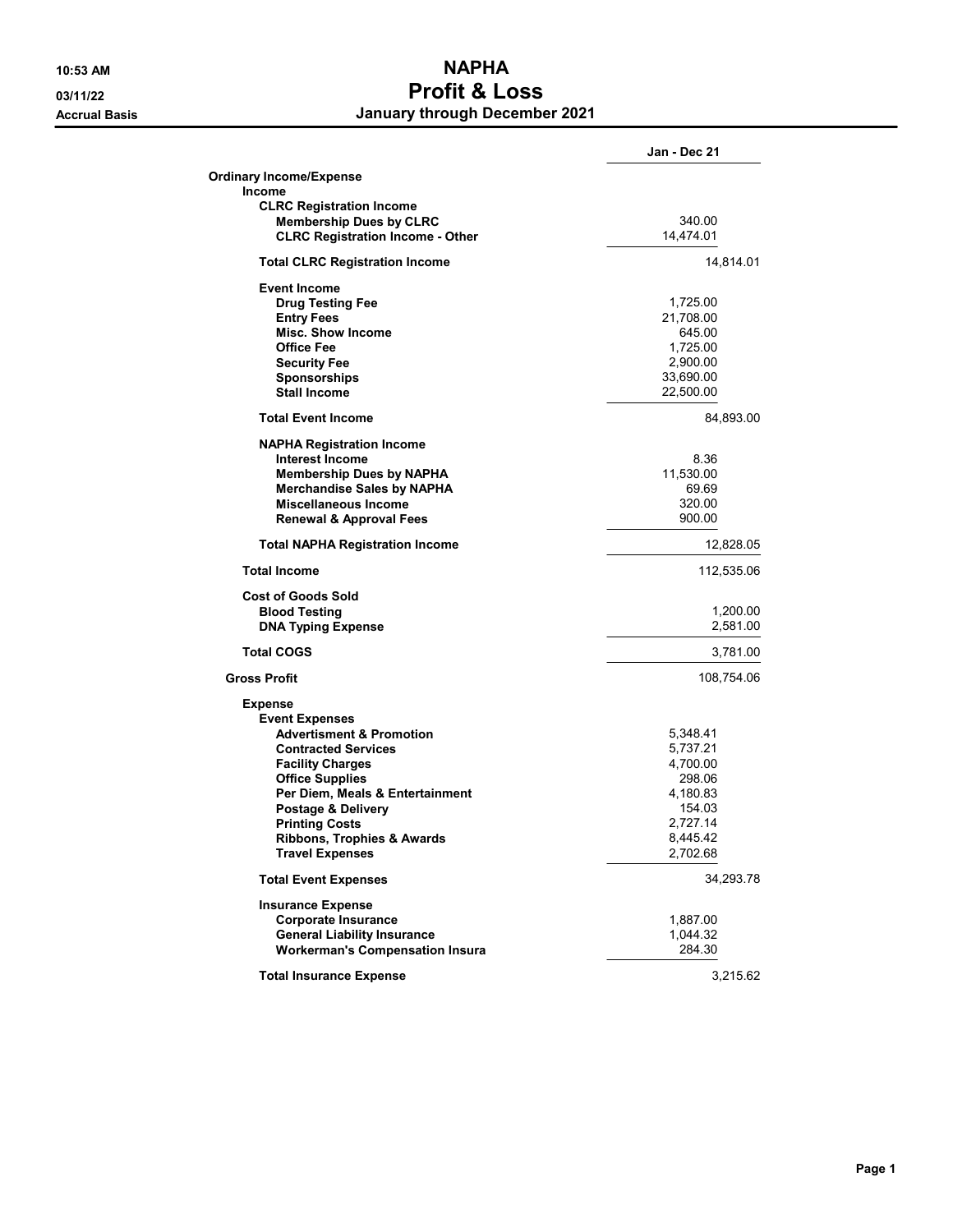# NAPHA

## Profit & Loss

### January through December 2021

Accrual Basis

| | Jan - Dec 21 | |
|---|---|---|
| **Ordinary Income/Expense** | | |
| **Income** | | |
| **CLRC Registration Income** | | |
| **Membership Dues by CLRC** | 340.00 | |
| **CLRC Registration Income - Other** | 14,474.01 | |
| **Total CLRC Registration Income** | | 14,814.01 |
| **Event Income** | | |
| **Drug Testing Fee** | 1,725.00 | |
| **Entry Fees** | 21,708.00 | |
| **Misc. Show Income** | 645.00 | |
| **Office Fee** | 1,725.00 | |
| **Security Fee** | 2,900.00 | |
| **Sponsorships** | 33,690.00 | |
| **Stall Income** | 22,500.00 | |
| **Total Event Income** | | 84,893.00 |
| **NAPHA Registration Income** | | |
| **Interest Income** | 8.36 | |
| **Membership Dues by NAPHA** | 11,530.00 | |
| **Merchandise Sales by NAPHA** | 69.69 | |
| **Miscellaneous Income** | 320.00 | |
| **Renewal & Approval Fees** | 900.00 | |
| **Total NAPHA Registration Income** | | 12,828.05 |
| **Total Income** | | 112,535.06 |
| **Cost of Goods Sold** | | |
| **Blood Testing** | | 1,200.00 |
| **DNA Typing Expense** | | 2,581.00 |
| **Total COGS** | | 3,781.00 |
| **Gross Profit** | | 108,754.06 |
| **Expense** | | |
| **Event Expenses** | | |
| **Advertisment & Promotion** | 5,348.41 | |
| **Contracted Services** | 5,737.21 | |
| **Facility Charges** | 4,700.00 | |
| **Office Supplies** | 298.06 | |
| **Per Diem, Meals & Entertainment** | 4,180.83 | |
| **Postage & Delivery** | 154.03 | |
| **Printing Costs** | 2,727.14 | |
| **Ribbons, Trophies & Awards** | 8,445.42 | |
| **Travel Expenses** | 2,702.68 | |
| **Total Event Expenses** | | 34,293.78 |
| **Insurance Expense** | | |
| **Corporate Insurance** | 1,887.00 | |
| **General Liability Insurance** | 1,044.32 | |
| **Workerman's Compensation Insura** | 284.30 | |
| **Total Insurance Expense** | | 3,215.62 |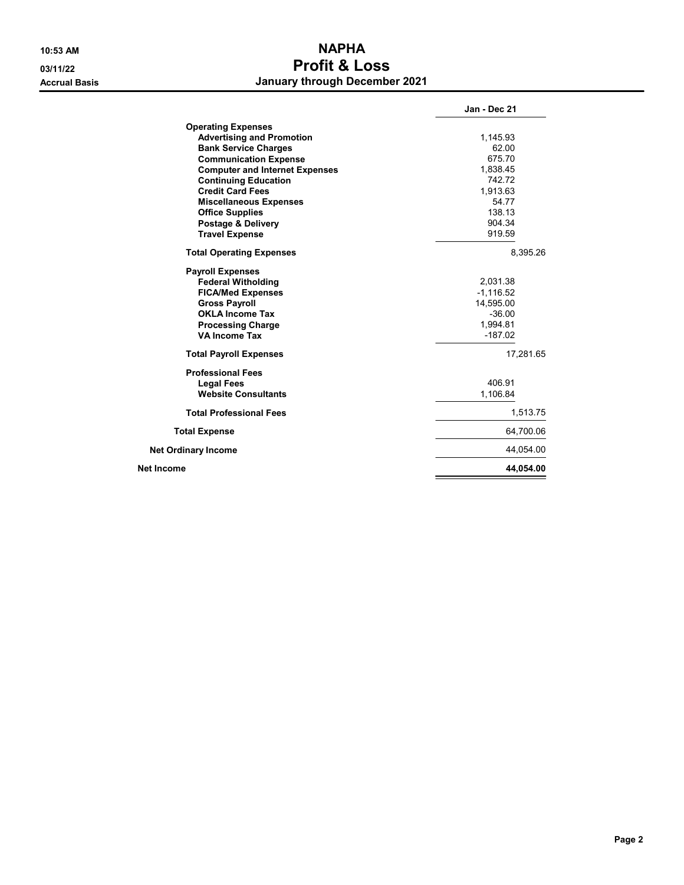# NAPHA

## Profit & Loss

### January through December 2021

10:53 AM
03/11/22
Accrual Basis

| | | Jan - Dec 21 |
|---|---|---|
| **Operating Expenses** | | |
| **Advertising and Promotion** | 1,145.93 | |
| **Bank Service Charges** | 62.00 | |
| **Communication Expense** | 675.70 | |
| **Computer and Internet Expenses** | 1,838.45 | |
| **Continuing Education** | 742.72 | |
| **Credit Card Fees** | 1,913.63 | |
| **Miscellaneous Expenses** | 54.77 | |
| **Office Supplies** | 138.13 | |
| **Postage & Delivery** | 904.34 | |
| **Travel Expense** | 919.59 | |
| **Total Operating Expenses** | | 8,395.26 |
| **Payroll Expenses** | | |
| **Federal Witholding** | 2,031.38 | |
| **FICA/Med Expenses** | -1,116.52 | |
| **Gross Payroll** | 14,595.00 | |
| **OKLA Income Tax** | -36.00 | |
| **Processing Charge** | 1,994.81 | |
| **VA Income Tax** | -187.02 | |
| **Total Payroll Expenses** | | 17,281.65 |
| **Professional Fees** | | |
| **Legal Fees** | 406.91 | |
| **Website Consultants** | 1,106.84 | |
| **Total Professional Fees** | | 1,513.75 |
| **Total Expense** | | 64,700.06 |
| **Net Ordinary Income** | | 44,054.00 |
| **Net Income** | | **44,054.00** |